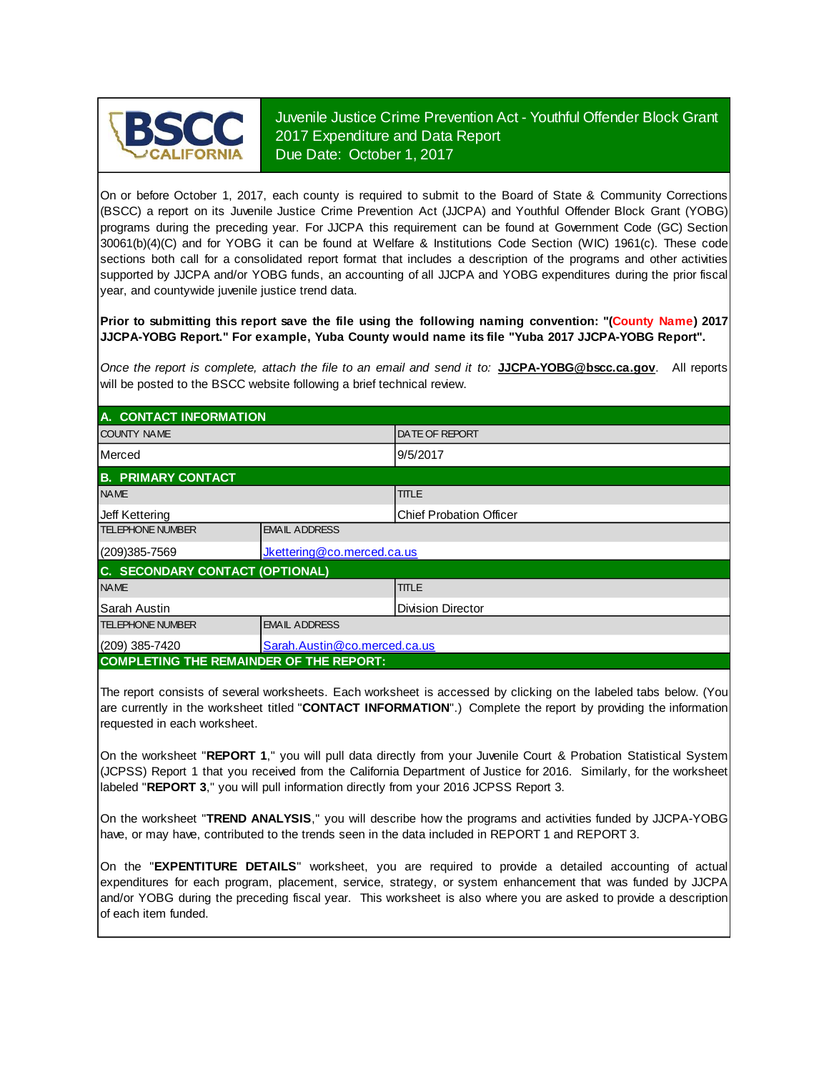BSCC CALIFORNIA

# Juvenile Justice Crime Prevention Act - Youthful Offender Block Grant 2017 Expenditure and Data Report

Due Date: October 1, 2017

On or before October 1, 2017, each county is required to submit to the Board of State & Community Corrections (BSCC) a report on its Juvenile Justice Crime Prevention Act (JJCPA) and Youthful Offender Block Grant (YOBG) programs during the preceding year. For JJCPA this requirement can be found at Government Code (GC) Section 30061(b)(4)(C) and for YOBG it can be found at Welfare & Institutions Code Section (WIC) 1961(c). These code sections both call for a consolidated report format that includes a description of the programs and other activities supported by JJCPA and/or YOBG funds, an accounting of all JJCPA and YOBG expenditures during the prior fiscal year, and countywide juvenile justice trend data.

**Prior to submitting this report save the file using the following naming convention: "(County Name) 2017 JJCPA-YOBG Report." For example, Yuba County would name its file "Yuba 2017 JJCPA-YOBG Report".**

*Once the report is complete, attach the file to an email and send it to:* **JJCPA-YOBG@bscc.ca.gov**. All reports will be posted to the BSCC website following a brief technical review.

## A. CONTACT INFORMATION

| COUNTY NAME | DATE OF REPORT |
|---|---|
| Merced | 9/5/2017 |

## B. PRIMARY CONTACT

| NAME | TITLE |
|---|---|
| Jeff Kettering | Chief Probation Officer |

| TELEPHONE NUMBER | EMAIL ADDRESS |
|---|---|
| (209)385-7569 | Jkettering@co.merced.ca.us |

## C. SECONDARY CONTACT (OPTIONAL)

| NAME | TITLE |
|---|---|
| Sarah Austin | Division Director |

| TELEPHONE NUMBER | EMAIL ADDRESS |
|---|---|
| (209) 385-7420 | Sarah.Austin@co.merced.ca.us |

## COMPLETING THE REMAINDER OF THE REPORT:

The report consists of several worksheets. Each worksheet is accessed by clicking on the labeled tabs below. (You are currently in the worksheet titled "**CONTACT INFORMATION**".) Complete the report by providing the information requested in each worksheet.

On the worksheet "**REPORT 1**," you will pull data directly from your Juvenile Court & Probation Statistical System (JCPSS) Report 1 that you received from the California Department of Justice for 2016. Similarly, for the worksheet labeled "**REPORT 3**," you will pull information directly from your 2016 JCPSS Report 3.

On the worksheet "**TREND ANALYSIS**," you will describe how the programs and activities funded by JJCPA-YOBG have, or may have, contributed to the trends seen in the data included in REPORT 1 and REPORT 3.

On the "**EXPENTITURE DETAILS**" worksheet, you are required to provide a detailed accounting of actual expenditures for each program, placement, service, strategy, or system enhancement that was funded by JJCPA and/or YOBG during the preceding fiscal year. This worksheet is also where you are asked to provide a description of each item funded.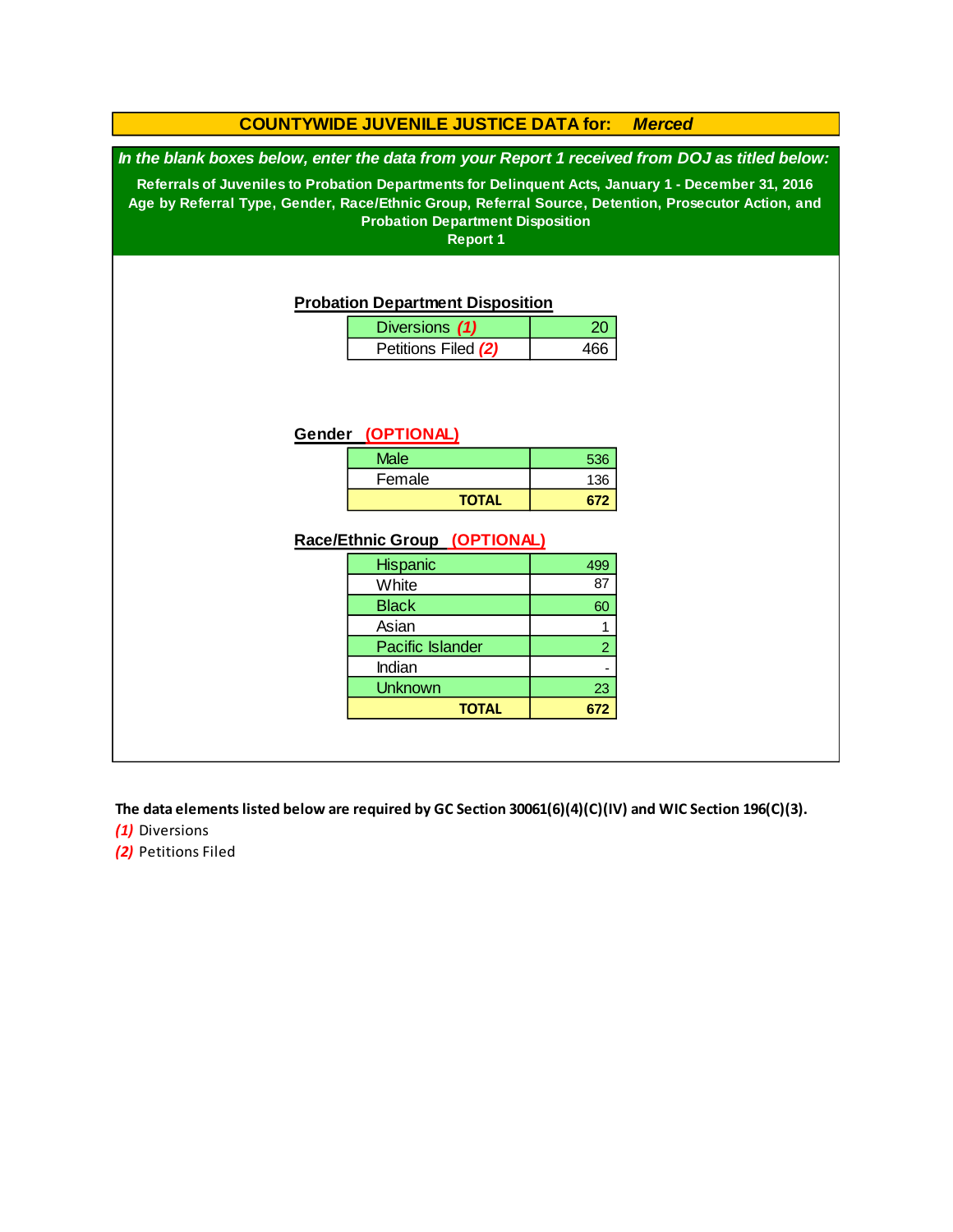# COUNTYWIDE JUVENILE JUSTICE DATA for: *Merced*

***In the blank boxes below, enter the data from your Report 1 received from DOJ as titled below:***

**Referrals of Juveniles to Probation Departments for Delinquent Acts, January 1 - December 31, 2016**
**Age by Referral Type, Gender, Race/Ethnic Group, Referral Source, Detention, Prosecutor Action, and Probation Department Disposition**
**Report 1**

## Probation Department Disposition

| | |
|---|---|
| Diversions ***(1)*** | 20 |
| Petitions Filed ***(2)*** | 466 |

## Gender (OPTIONAL)

| | |
|---|---|
| Male | 536 |
| Female | 136 |
| **TOTAL** | **672** |

## Race/Ethnic Group (OPTIONAL)

| | |
|---|---|
| Hispanic | 499 |
| White | 87 |
| Black | 60 |
| Asian | 1 |
| Pacific Islander | 2 |
| Indian | - |
| Unknown | 23 |
| **TOTAL** | **672** |

**The data elements listed below are required by GC Section 30061(6)(4)(C)(IV) and WIC Section 196(C)(3).**

***(1)*** Diversions
***(2)*** Petitions Filed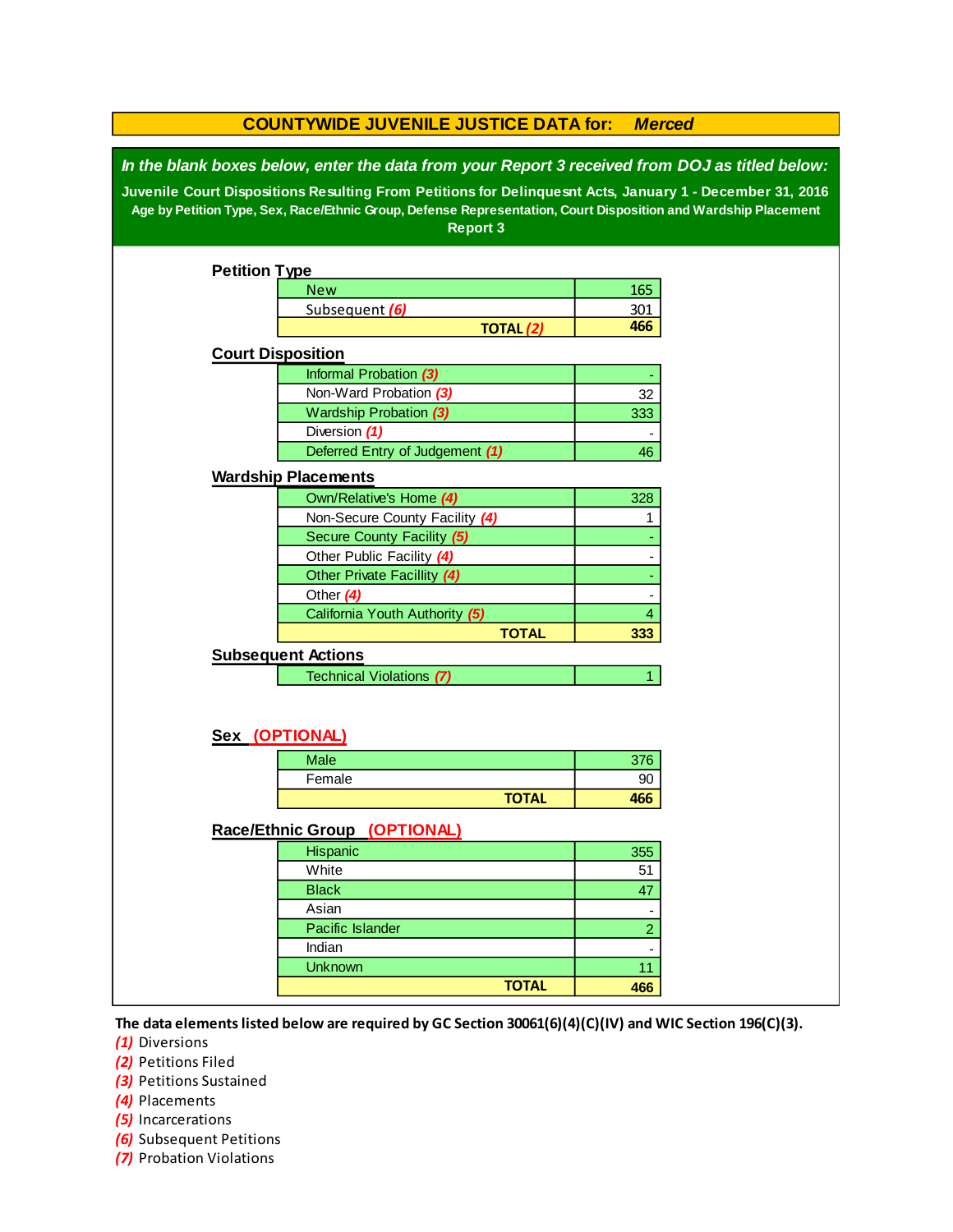# COUNTYWIDE JUVENILE JUSTICE DATA for: *Merced*

***In the blank boxes below, enter the data from your Report 3 received from DOJ as titled below:***

**Juvenile Court Dispositions Resulting From Petitions for Delinquesnt Acts, January 1 - December 31, 2016**
**Age by Petition Type, Sex, Race/Ethnic Group, Defense Representation, Court Disposition and Wardship Placement**
**Report 3**

## Petition Type

| | |
|---|---|
| New | 165 |
| Subsequent *(6)* | 301 |
| **TOTAL *(2)*** | **466** |

## Court Disposition

| | |
|---|---|
| Informal Probation *(3)* | - |
| Non-Ward Probation *(3)* | 32 |
| Wardship Probation *(3)* | 333 |
| Diversion *(1)* | - |
| Deferred Entry of Judgement *(1)* | 46 |

## Wardship Placements

| | |
|---|---|
| Own/Relative's Home *(4)* | 328 |
| Non-Secure County Facility *(4)* | 1 |
| Secure County Facility *(5)* | - |
| Other Public Facility *(4)* | - |
| Other Private Facillity *(4)* | - |
| Other *(4)* | - |
| California Youth Authority *(5)* | 4 |
| **TOTAL** | **333** |

## Subsequent Actions

| | |
|---|---|
| Technical Violations *(7)* | 1 |

## Sex (OPTIONAL)

| | |
|---|---|
| Male | 376 |
| Female | 90 |
| **TOTAL** | **466** |

## Race/Ethnic Group (OPTIONAL)

| | |
|---|---|
| Hispanic | 355 |
| White | 51 |
| Black | 47 |
| Asian | - |
| Pacific Islander | 2 |
| Indian | - |
| Unknown | 11 |
| **TOTAL** | **466** |

**The data elements listed below are required by GC Section 30061(6)(4)(C)(IV) and WIC Section 196(C)(3).**

*(1)* Diversions
*(2)* Petitions Filed
*(3)* Petitions Sustained
*(4)* Placements
*(5)* Incarcerations
*(6)* Subsequent Petitions
*(7)* Probation Violations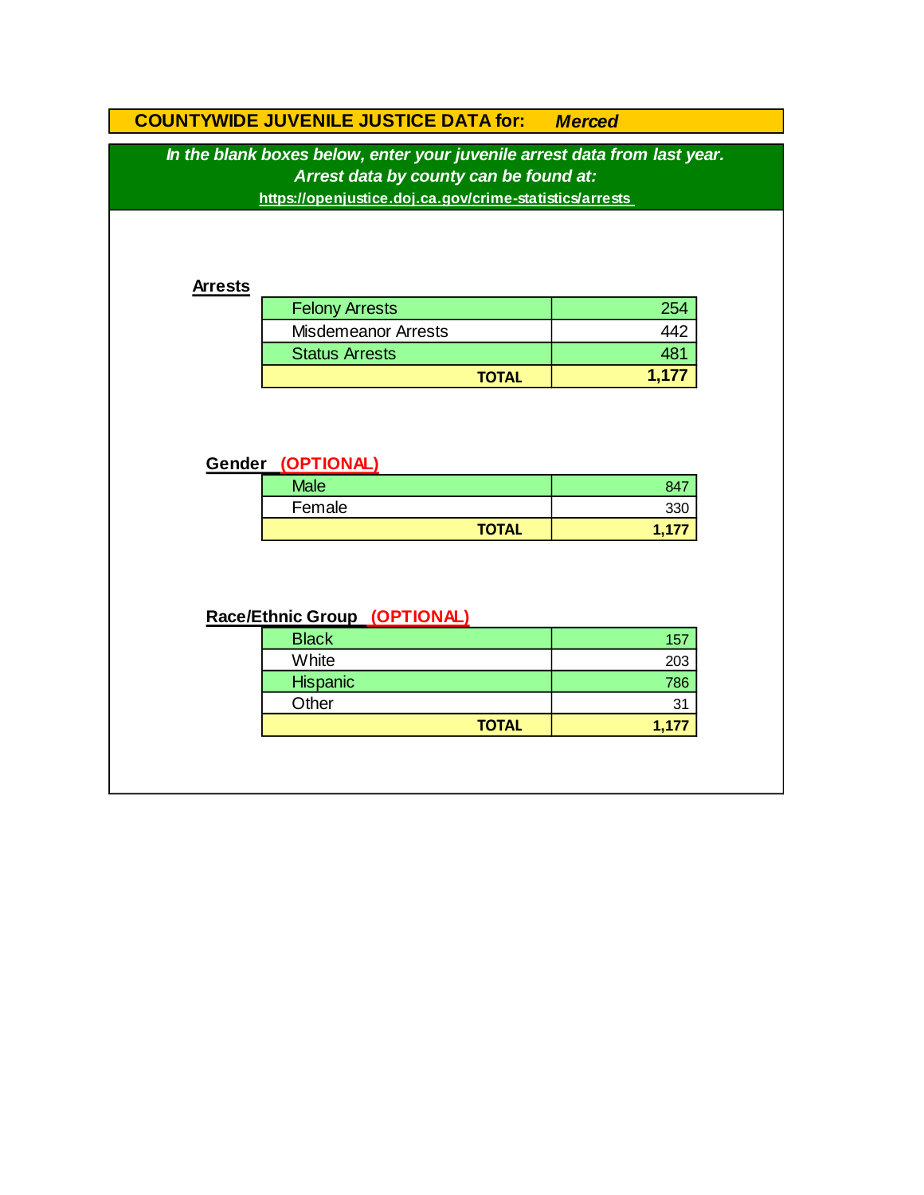## COUNTYWIDE JUVENILE JUSTICE DATA for: *Merced*

***In the blank boxes below, enter your juvenile arrest data from last year.***
***Arrest data by county can be found at:***
**https://openjustice.doj.ca.gov/crime-statistics/arrests**

### Arrests

| | |
|---|---|
| Felony Arrests | 254 |
| Misdemeanor Arrests | 442 |
| Status Arrests | 481 |
| **TOTAL** | **1,177** |

### Gender (OPTIONAL)

| | |
|---|---|
| Male | 847 |
| Female | 330 |
| **TOTAL** | **1,177** |

### Race/Ethnic Group (OPTIONAL)

| | |
|---|---|
| Black | 157 |
| White | 203 |
| Hispanic | 786 |
| Other | 31 |
| **TOTAL** | **1,177** |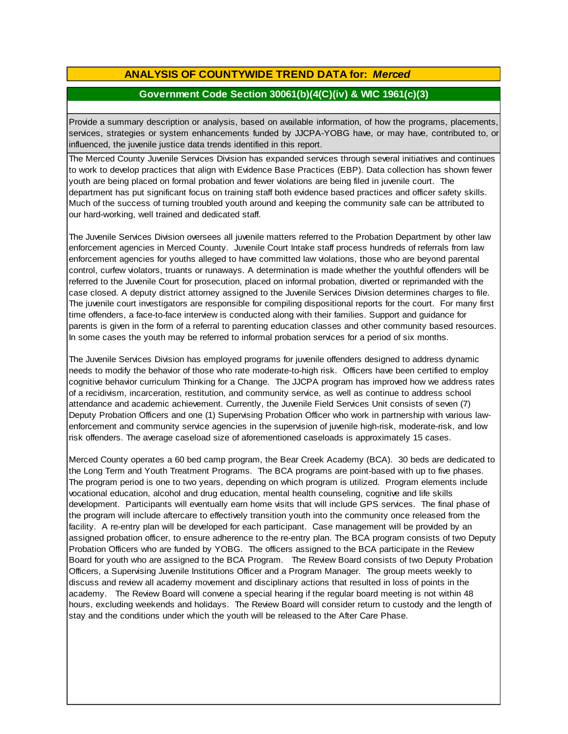## ANALYSIS OF COUNTYWIDE TREND DATA for: *Merced*

### Government Code Section 30061(b)(4(C)(iv) & WIC 1961(c)(3)

Provide a summary description or analysis, based on available information, of how the programs, placements, services, strategies or system enhancements funded by JJCPA-YOBG have, or may have, contributed to, or influenced, the juvenile justice data trends identified in this report.

The Merced County Juvenile Services Division has expanded services through several initiatives and continues to work to develop practices that align with Evidence Base Practices (EBP). Data collection has shown fewer youth are being placed on formal probation and fewer violations are being filed in juvenile court. The department has put significant focus on training staff both evidence based practices and officer safety skills. Much of the success of turning troubled youth around and keeping the community safe can be attributed to our hard-working, well trained and dedicated staff.

The Juvenile Services Division oversees all juvenile matters referred to the Probation Department by other law enforcement agencies in Merced County. Juvenile Court Intake staff process hundreds of referrals from law enforcement agencies for youths alleged to have committed law violations, those who are beyond parental control, curfew violators, truants or runaways. A determination is made whether the youthful offenders will be referred to the Juvenile Court for prosecution, placed on informal probation, diverted or reprimanded with the case closed. A deputy district attorney assigned to the Juvenile Services Division determines charges to file. The juvenile court investigators are responsible for compiling dispositional reports for the court. For many first time offenders, a face-to-face interview is conducted along with their families. Support and guidance for parents is given in the form of a referral to parenting education classes and other community based resources. In some cases the youth may be referred to informal probation services for a period of six months.

The Juvenile Services Division has employed programs for juvenile offenders designed to address dynamic needs to modify the behavior of those who rate moderate-to-high risk. Officers have been certified to employ cognitive behavior curriculum Thinking for a Change. The JJCPA program has improved how we address rates of a recidivism, incarceration, restitution, and community service, as well as continue to address school attendance and academic achievement. Currently, the Juvenile Field Services Unit consists of seven (7) Deputy Probation Officers and one (1) Supervising Probation Officer who work in partnership with various law-enforcement and community service agencies in the supervision of juvenile high-risk, moderate-risk, and low risk offenders. The average caseload size of aforementioned caseloads is approximately 15 cases.

Merced County operates a 60 bed camp program, the Bear Creek Academy (BCA). 30 beds are dedicated to the Long Term and Youth Treatment Programs. The BCA programs are point-based with up to five phases. The program period is one to two years, depending on which program is utilized. Program elements include vocational education, alcohol and drug education, mental health counseling, cognitive and life skills development. Participants will eventually earn home visits that will include GPS services. The final phase of the program will include aftercare to effectively transition youth into the community once released from the facility. A re-entry plan will be developed for each participant. Case management will be provided by an assigned probation officer, to ensure adherence to the re-entry plan. The BCA program consists of two Deputy Probation Officers who are funded by YOBG. The officers assigned to the BCA participate in the Review Board for youth who are assigned to the BCA Program. The Review Board consists of two Deputy Probation Officers, a Supervising Juvenile Institutions Officer and a Program Manager. The group meets weekly to discuss and review all academy movement and disciplinary actions that resulted in loss of points in the academy. The Review Board will convene a special hearing if the regular board meeting is not within 48 hours, excluding weekends and holidays. The Review Board will consider return to custody and the length of stay and the conditions under which the youth will be released to the After Care Phase.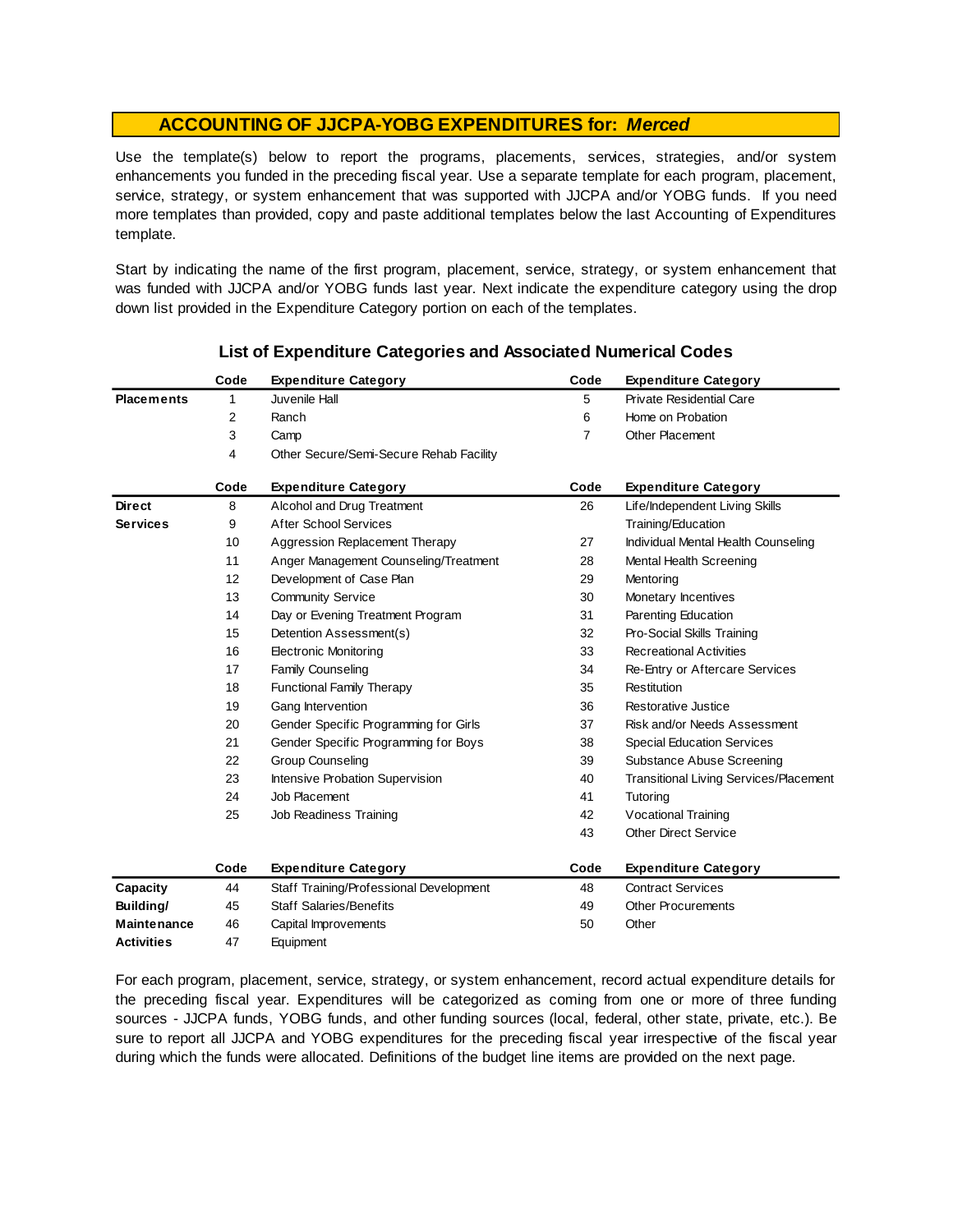## ACCOUNTING OF JJCPA-YOBG EXPENDITURES for: *Merced*

Use the template(s) below to report the programs, placements, services, strategies, and/or system enhancements you funded in the preceding fiscal year. Use a separate template for each program, placement, service, strategy, or system enhancement that was supported with JJCPA and/or YOBG funds. If you need more templates than provided, copy and paste additional templates below the last Accounting of Expenditures template.

Start by indicating the name of the first program, placement, service, strategy, or system enhancement that was funded with JJCPA and/or YOBG funds last year. Next indicate the expenditure category using the drop down list provided in the Expenditure Category portion on each of the templates.

### List of Expenditure Categories and Associated Numerical Codes

| | Code | Expenditure Category | Code | Expenditure Category |
|---|---|---|---|---|
| **Placements** | 1 | Juvenile Hall | 5 | Private Residential Care |
| | 2 | Ranch | 6 | Home on Probation |
| | 3 | Camp | 7 | Other Placement |
| | 4 | Other Secure/Semi-Secure Rehab Facility | | |

| | Code | Expenditure Category | Code | Expenditure Category |
|---|---|---|---|---|
| **Direct Services** | 8 | Alcohol and Drug Treatment | 26 | Life/Independent Living Skills Training/Education |
| | 9 | After School Services | | |
| | 10 | Aggression Replacement Therapy | 27 | Individual Mental Health Counseling |
| | 11 | Anger Management Counseling/Treatment | 28 | Mental Health Screening |
| | 12 | Development of Case Plan | 29 | Mentoring |
| | 13 | Community Service | 30 | Monetary Incentives |
| | 14 | Day or Evening Treatment Program | 31 | Parenting Education |
| | 15 | Detention Assessment(s) | 32 | Pro-Social Skills Training |
| | 16 | Electronic Monitoring | 33 | Recreational Activities |
| | 17 | Family Counseling | 34 | Re-Entry or Aftercare Services |
| | 18 | Functional Family Therapy | 35 | Restitution |
| | 19 | Gang Intervention | 36 | Restorative Justice |
| | 20 | Gender Specific Programming for Girls | 37 | Risk and/or Needs Assessment |
| | 21 | Gender Specific Programming for Boys | 38 | Special Education Services |
| | 22 | Group Counseling | 39 | Substance Abuse Screening |
| | 23 | Intensive Probation Supervision | 40 | Transitional Living Services/Placement |
| | 24 | Job Placement | 41 | Tutoring |
| | 25 | Job Readiness Training | 42 | Vocational Training |
| | | | 43 | Other Direct Service |

| | Code | Expenditure Category | Code | Expenditure Category |
|---|---|---|---|---|
| **Capacity Building/ Maintenance Activities** | 44 | Staff Training/Professional Development | 48 | Contract Services |
| | 45 | Staff Salaries/Benefits | 49 | Other Procurements |
| | 46 | Capital Improvements | 50 | Other |
| | 47 | Equipment | | |

For each program, placement, service, strategy, or system enhancement, record actual expenditure details for the preceding fiscal year. Expenditures will be categorized as coming from one or more of three funding sources - JJCPA funds, YOBG funds, and other funding sources (local, federal, other state, private, etc.). Be sure to report all JJCPA and YOBG expenditures for the preceding fiscal year irrespective of the fiscal year during which the funds were allocated. Definitions of the budget line items are provided on the next page.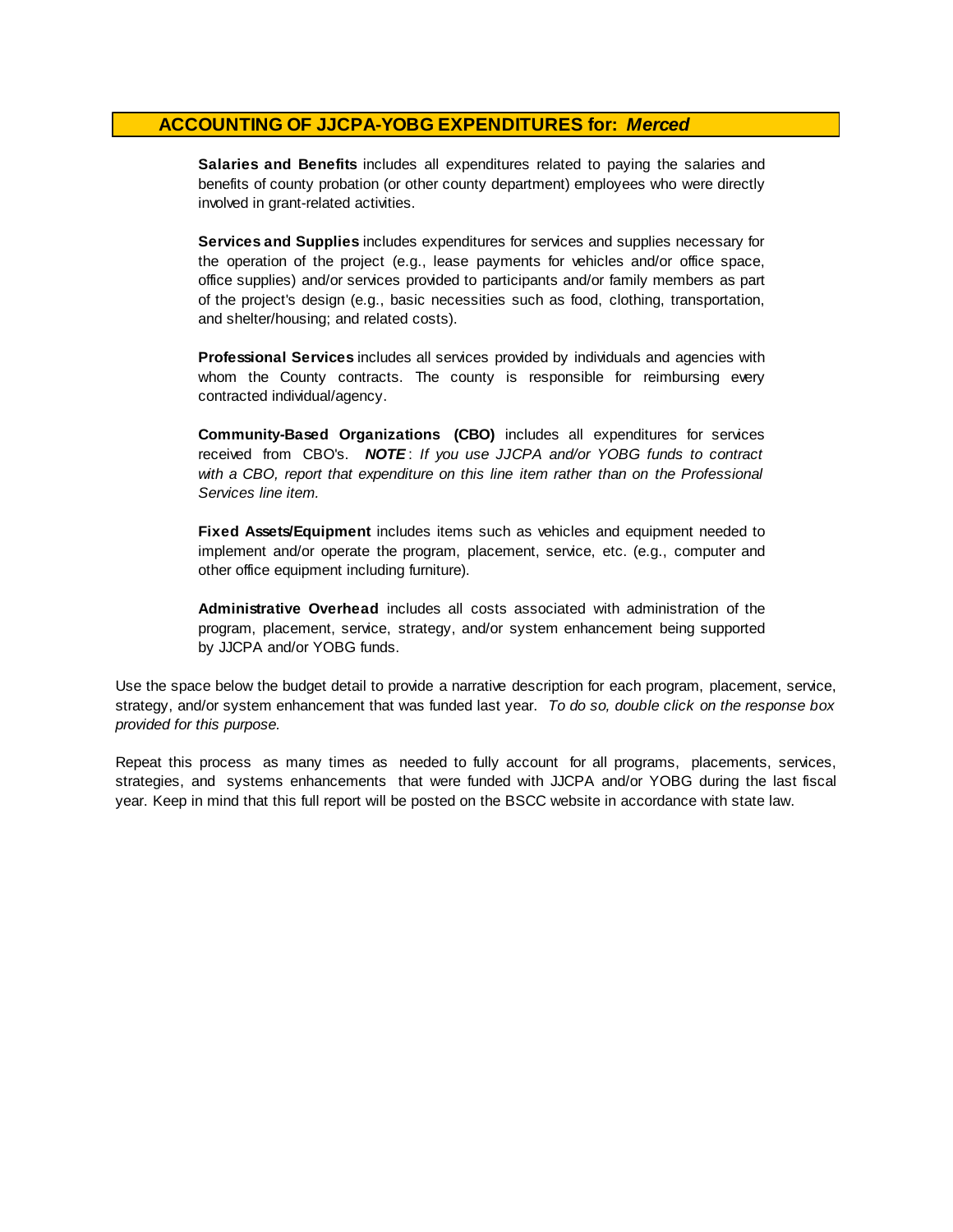## ACCOUNTING OF JJCPA-YOBG EXPENDITURES for: *Merced*

**Salaries and Benefits** includes all expenditures related to paying the salaries and benefits of county probation (or other county department) employees who were directly involved in grant-related activities.

**Services and Supplies** includes expenditures for services and supplies necessary for the operation of the project (e.g., lease payments for vehicles and/or office space, office supplies) and/or services provided to participants and/or family members as part of the project's design (e.g., basic necessities such as food, clothing, transportation, and shelter/housing; and related costs).

**Professional Services** includes all services provided by individuals and agencies with whom the County contracts. The county is responsible for reimbursing every contracted individual/agency.

**Community-Based Organizations (CBO)** includes all expenditures for services received from CBO's. ***NOTE***: *If you use JJCPA and/or YOBG funds to contract with a CBO, report that expenditure on this line item rather than on the Professional Services line item.*

**Fixed Assets/Equipment** includes items such as vehicles and equipment needed to implement and/or operate the program, placement, service, etc. (e.g., computer and other office equipment including furniture).

**Administrative Overhead** includes all costs associated with administration of the program, placement, service, strategy, and/or system enhancement being supported by JJCPA and/or YOBG funds.

Use the space below the budget detail to provide a narrative description for each program, placement, service, strategy, and/or system enhancement that was funded last year. *To do so, double click on the response box provided for this purpose.*

Repeat this process as many times as needed to fully account for all programs, placements, services, strategies, and systems enhancements that were funded with JJCPA and/or YOBG during the last fiscal year. Keep in mind that this full report will be posted on the BSCC website in accordance with state law.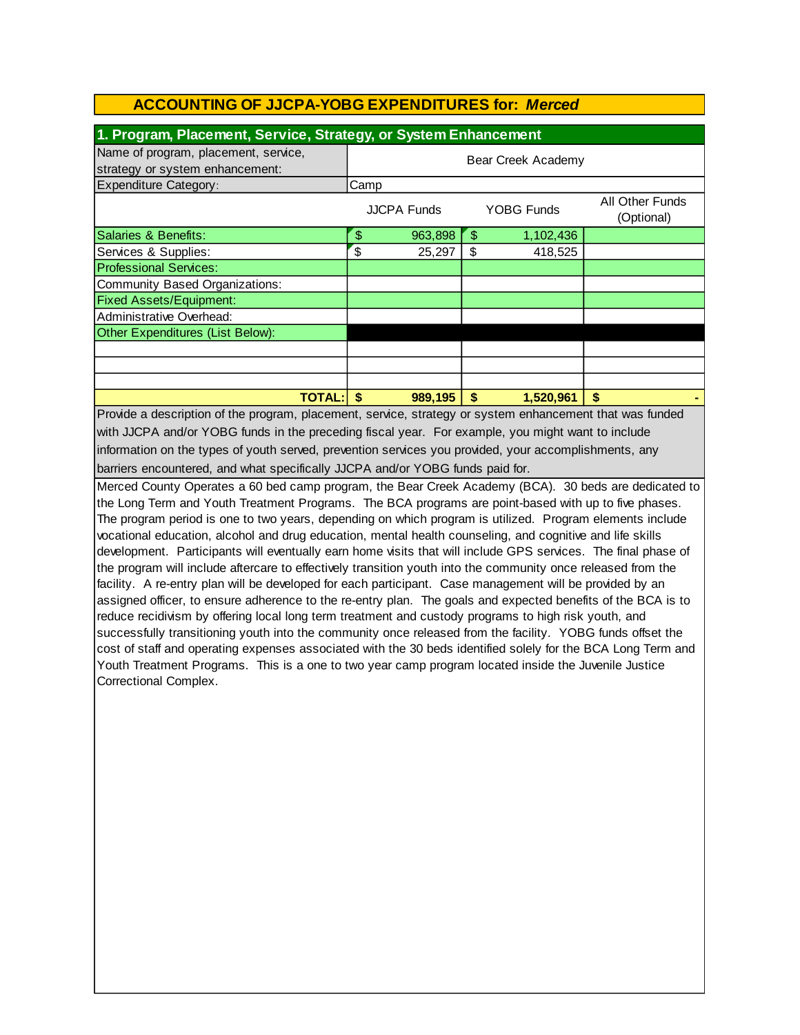## ACCOUNTING OF JJCPA-YOBG EXPENDITURES for: *Merced*

### 1. Program, Placement, Service, Strategy, or System Enhancement

| | | | |
|---|---|---|---|
| Name of program, placement, service, strategy or system enhancement: | Bear Creek Academy | | |
| Expenditure Category: | Camp | | |
| | JJCPA Funds | YOBG Funds | All Other Funds (Optional) |
| Salaries & Benefits: | $ 963,898 | $ 1,102,436 | |
| Services & Supplies: | $ 25,297 | $ 418,525 | |
| Professional Services: | | | |
| Community Based Organizations: | | | |
| Fixed Assets/Equipment: | | | |
| Administrative Overhead: | | | |
| Other Expenditures (List Below): | | | |
| | | | |
| | | | |
| | | | |
| **TOTAL:** | **$ 989,195** | **$ 1,520,961** | **$ -** |

Provide a description of the program, placement, service, strategy or system enhancement that was funded with JJCPA and/or YOBG funds in the preceding fiscal year. For example, you might want to include information on the types of youth served, prevention services you provided, your accomplishments, any barriers encountered, and what specifically JJCPA and/or YOBG funds paid for.

Merced County Operates a 60 bed camp program, the Bear Creek Academy (BCA). 30 beds are dedicated to the Long Term and Youth Treatment Programs. The BCA programs are point-based with up to five phases. The program period is one to two years, depending on which program is utilized. Program elements include vocational education, alcohol and drug education, mental health counseling, and cognitive and life skills development. Participants will eventually earn home visits that will include GPS services. The final phase of the program will include aftercare to effectively transition youth into the community once released from the facility. A re-entry plan will be developed for each participant. Case management will be provided by an assigned officer, to ensure adherence to the re-entry plan. The goals and expected benefits of the BCA is to reduce recidivism by offering local long term treatment and custody programs to high risk youth, and successfully transitioning youth into the community once released from the facility. YOBG funds offset the cost of staff and operating expenses associated with the 30 beds identified solely for the BCA Long Term and Youth Treatment Programs. This is a one to two year camp program located inside the Juvenile Justice Correctional Complex.